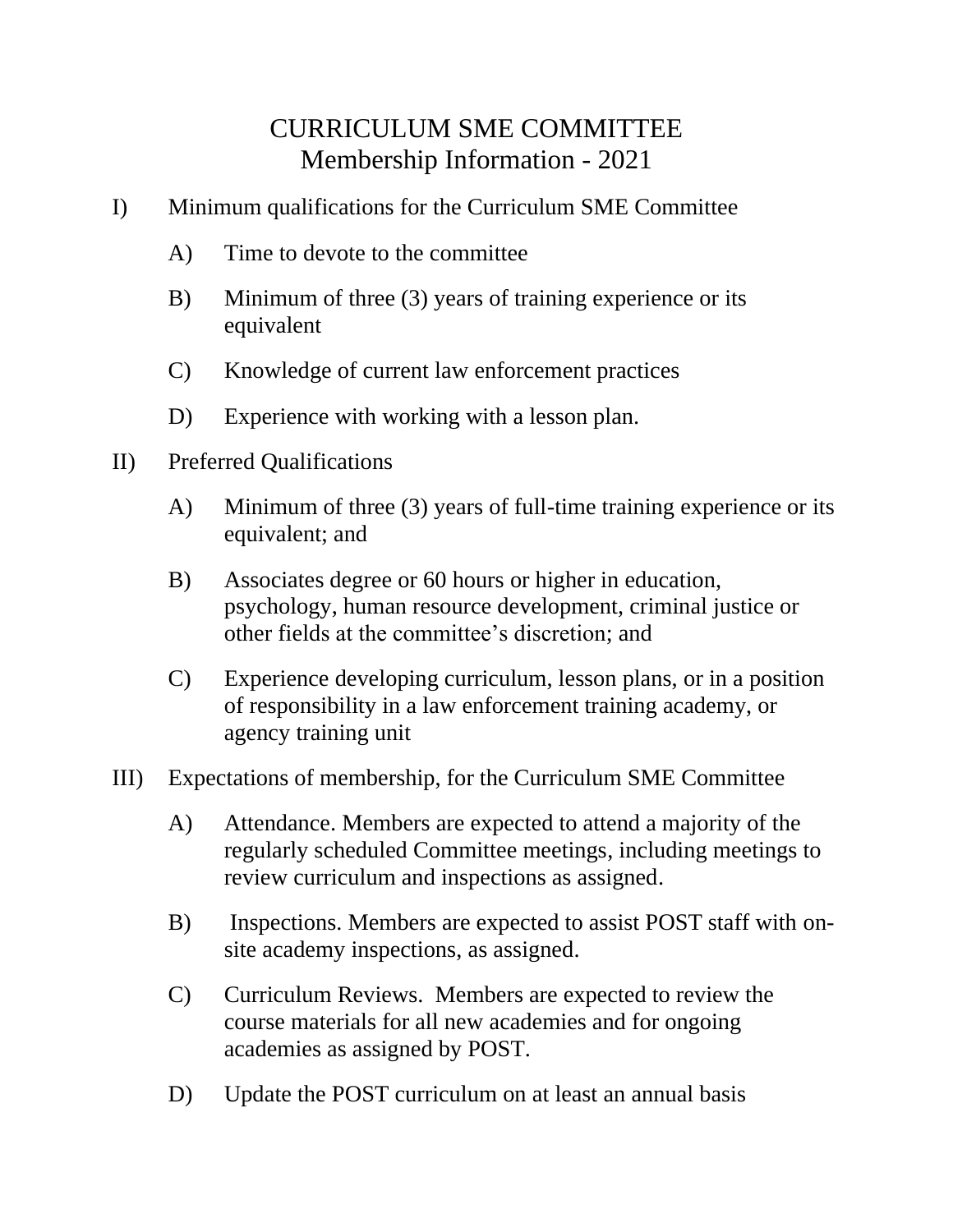# CURRICULUM SME COMMITTEE
## Membership Information - 2021

I) Minimum qualifications for the Curriculum SME Committee

- A) Time to devote to the committee
- B) Minimum of three (3) years of training experience or its equivalent
- C) Knowledge of current law enforcement practices
- D) Experience with working with a lesson plan.

II) Preferred Qualifications

- A) Minimum of three (3) years of full-time training experience or its equivalent; and
- B) Associates degree or 60 hours or higher in education, psychology, human resource development, criminal justice or other fields at the committee's discretion; and
- C) Experience developing curriculum, lesson plans, or in a position of responsibility in a law enforcement training academy, or agency training unit

III) Expectations of membership, for the Curriculum SME Committee

- A) Attendance. Members are expected to attend a majority of the regularly scheduled Committee meetings, including meetings to review curriculum and inspections as assigned.
- B) Inspections. Members are expected to assist POST staff with on-site academy inspections, as assigned.
- C) Curriculum Reviews. Members are expected to review the course materials for all new academies and for ongoing academies as assigned by POST.
- D) Update the POST curriculum on at least an annual basis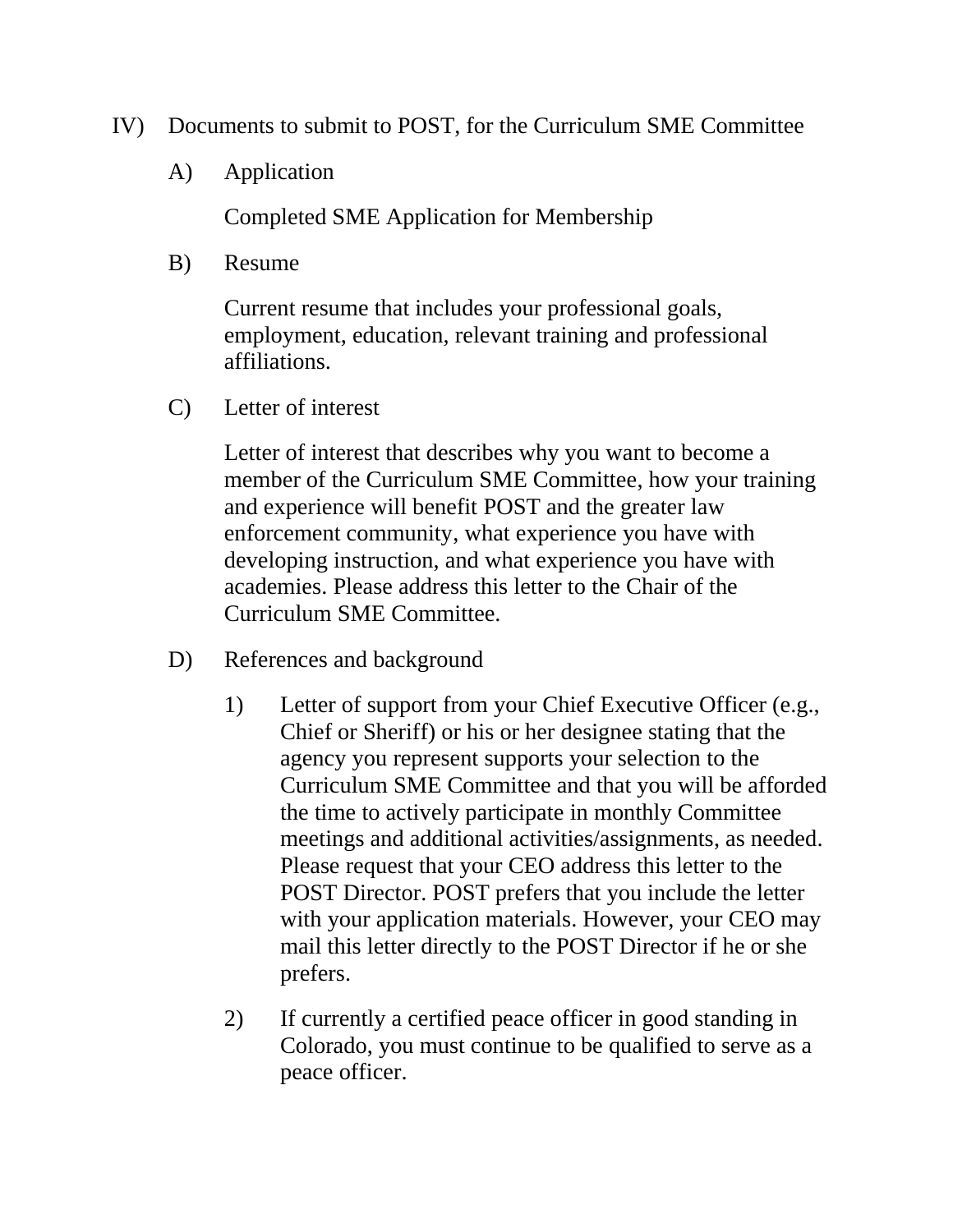IV) Documents to submit to POST, for the Curriculum SME Committee

A) Application

Completed SME Application for Membership

B) Resume

Current resume that includes your professional goals, employment, education, relevant training and professional affiliations.

C) Letter of interest

Letter of interest that describes why you want to become a member of the Curriculum SME Committee, how your training and experience will benefit POST and the greater law enforcement community, what experience you have with developing instruction, and what experience you have with academies. Please address this letter to the Chair of the Curriculum SME Committee.

D) References and background

1) Letter of support from your Chief Executive Officer (e.g., Chief or Sheriff) or his or her designee stating that the agency you represent supports your selection to the Curriculum SME Committee and that you will be afforded the time to actively participate in monthly Committee meetings and additional activities/assignments, as needed. Please request that your CEO address this letter to the POST Director. POST prefers that you include the letter with your application materials. However, your CEO may mail this letter directly to the POST Director if he or she prefers.

2) If currently a certified peace officer in good standing in Colorado, you must continue to be qualified to serve as a peace officer.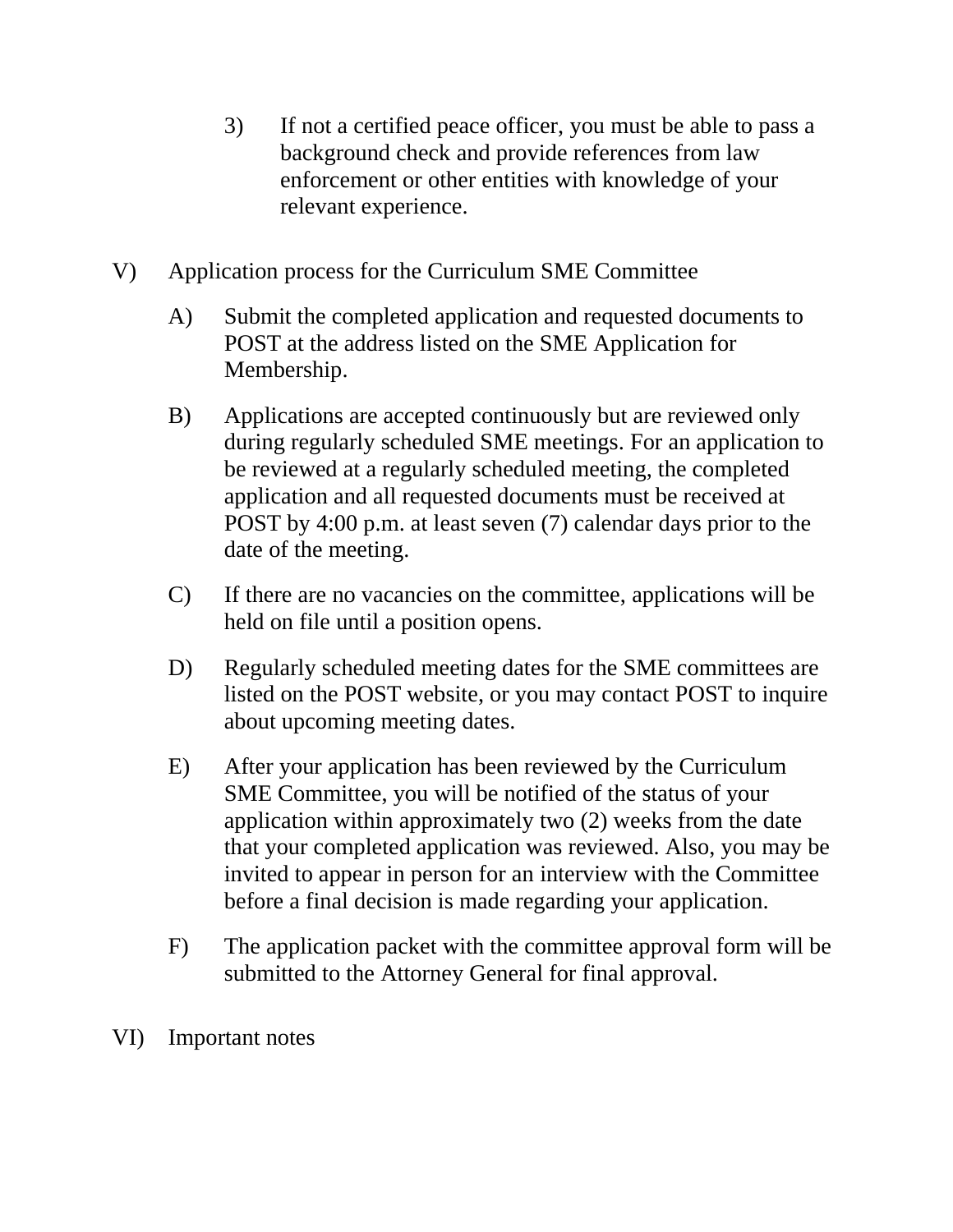3) If not a certified peace officer, you must be able to pass a background check and provide references from law enforcement or other entities with knowledge of your relevant experience.

V) Application process for the Curriculum SME Committee

A) Submit the completed application and requested documents to POST at the address listed on the SME Application for Membership.

B) Applications are accepted continuously but are reviewed only during regularly scheduled SME meetings. For an application to be reviewed at a regularly scheduled meeting, the completed application and all requested documents must be received at POST by 4:00 p.m. at least seven (7) calendar days prior to the date of the meeting.

C) If there are no vacancies on the committee, applications will be held on file until a position opens.

D) Regularly scheduled meeting dates for the SME committees are listed on the POST website, or you may contact POST to inquire about upcoming meeting dates.

E) After your application has been reviewed by the Curriculum SME Committee, you will be notified of the status of your application within approximately two (2) weeks from the date that your completed application was reviewed. Also, you may be invited to appear in person for an interview with the Committee before a final decision is made regarding your application.

F) The application packet with the committee approval form will be submitted to the Attorney General for final approval.

VI) Important notes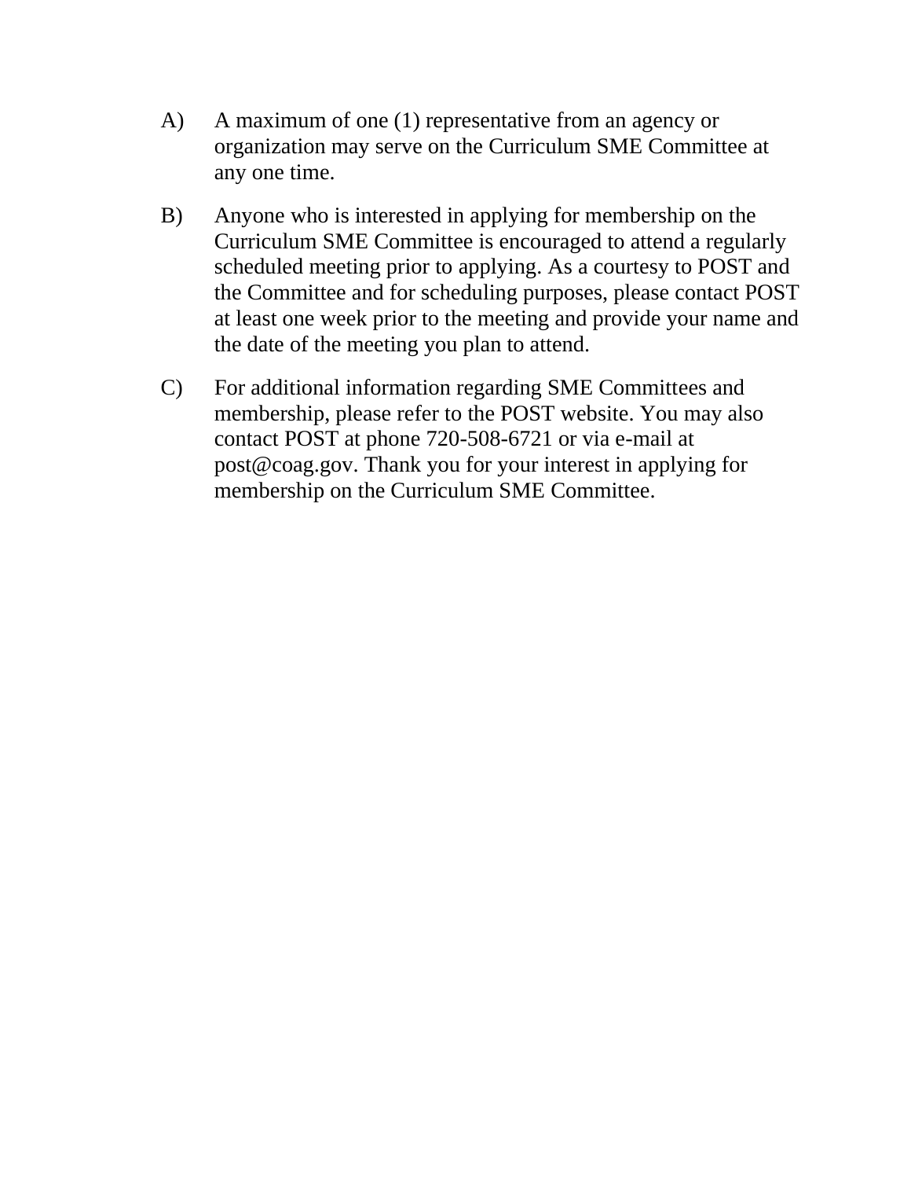A) A maximum of one (1) representative from an agency or organization may serve on the Curriculum SME Committee at any one time.

B) Anyone who is interested in applying for membership on the Curriculum SME Committee is encouraged to attend a regularly scheduled meeting prior to applying. As a courtesy to POST and the Committee and for scheduling purposes, please contact POST at least one week prior to the meeting and provide your name and the date of the meeting you plan to attend.

C) For additional information regarding SME Committees and membership, please refer to the POST website. You may also contact POST at phone 720-508-6721 or via e-mail at post@coag.gov. Thank you for your interest in applying for membership on the Curriculum SME Committee.